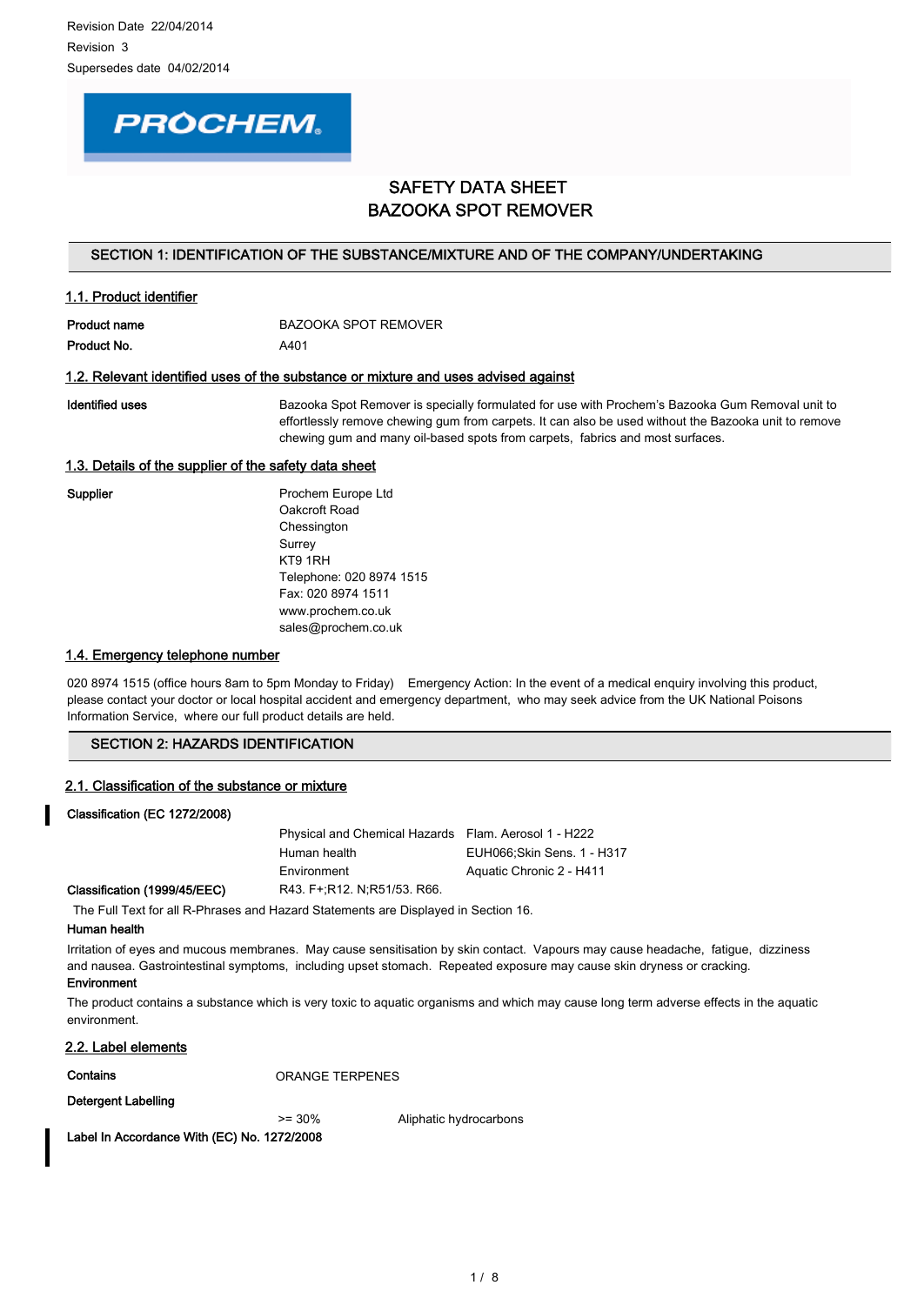Revision Date 22/04/2014

Revision 3

Supersedes date 04/02/2014

PROCHEM

# SAFETY DATA SHEET
# BAZOOKA SPOT REMOVER

## SECTION 1: IDENTIFICATION OF THE SUBSTANCE/MIXTURE AND OF THE COMPANY/UNDERTAKING

### 1.1. Product identifier

| | |
|---|---|
| **Product name** | BAZOOKA SPOT REMOVER |
| **Product No.** | A401 |

### 1.2. Relevant identified uses of the substance or mixture and uses advised against

| | |
|---|---|
| **Identified uses** | Bazooka Spot Remover is specially formulated for use with Prochem's Bazooka Gum Removal unit to effortlessly remove chewing gum from carpets. It can also be used without the Bazooka unit to remove chewing gum and many oil-based spots from carpets, fabrics and most surfaces. |

### 1.3. Details of the supplier of the safety data sheet

**Supplier**

Prochem Europe Ltd
Oakcroft Road
Chessington
Surrey
KT9 1RH
Telephone: 020 8974 1515
Fax: 020 8974 1511
www.prochem.co.uk
sales@prochem.co.uk

### 1.4. Emergency telephone number

020 8974 1515 (office hours 8am to 5pm Monday to Friday) Emergency Action: In the event of a medical enquiry involving this product, please contact your doctor or local hospital accident and emergency department, who may seek advice from the UK National Poisons Information Service, where our full product details are held.

## SECTION 2: HAZARDS IDENTIFICATION

### 2.1. Classification of the substance or mixture

**Classification (EC 1272/2008)**

| | |
|---|---|
| Physical and Chemical Hazards | Flam. Aerosol 1 - H222 |
| Human health | EUH066;Skin Sens. 1 - H317 |
| Environment | Aquatic Chronic 2 - H411 |

**Classification (1999/45/EEC)** R43. F+;R12. N;R51/53. R66.

The Full Text for all R-Phrases and Hazard Statements are Displayed in Section 16.

**Human health**

Irritation of eyes and mucous membranes. May cause sensitisation by skin contact. Vapours may cause headache, fatigue, dizziness and nausea. Gastrointestinal symptoms, including upset stomach. Repeated exposure may cause skin dryness or cracking.

**Environment**

The product contains a substance which is very toxic to aquatic organisms and which may cause long term adverse effects in the aquatic environment.

### 2.2. Label elements

**Contains** ORANGE TERPENES

**Detergent Labelling**

>= 30% Aliphatic hydrocarbons

**Label In Accordance With (EC) No. 1272/2008**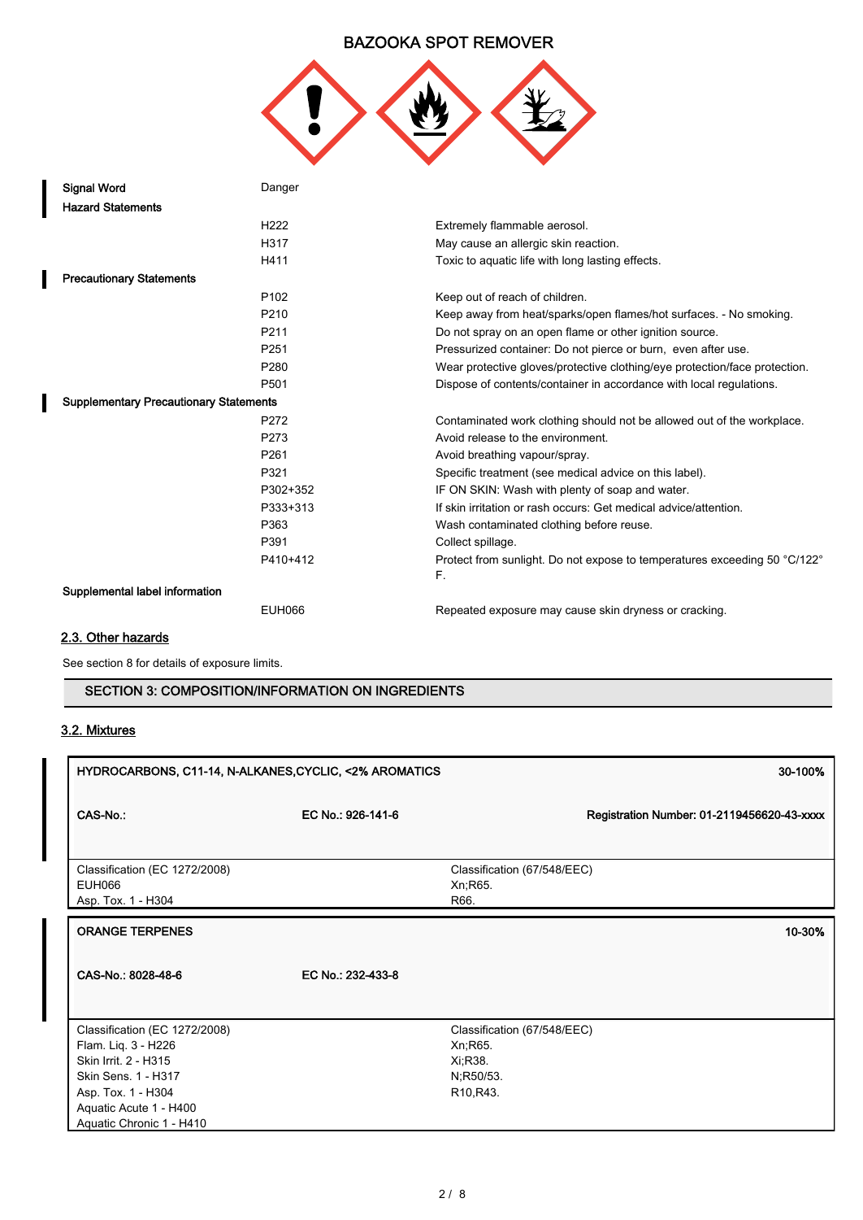BAZOOKA SPOT REMOVER

| | | |
|---|---|---|
| **Signal Word** | Danger | |
| **Hazard Statements** | | |
| | H222 | Extremely flammable aerosol. |
| | H317 | May cause an allergic skin reaction. |
| | H411 | Toxic to aquatic life with long lasting effects. |
| **Precautionary Statements** | | |
| | P102 | Keep out of reach of children. |
| | P210 | Keep away from heat/sparks/open flames/hot surfaces. - No smoking. |
| | P211 | Do not spray on an open flame or other ignition source. |
| | P251 | Pressurized container: Do not pierce or burn, even after use. |
| | P280 | Wear protective gloves/protective clothing/eye protection/face protection. |
| | P501 | Dispose of contents/container in accordance with local regulations. |
| **Supplementary Precautionary Statements** | | |
| | P272 | Contaminated work clothing should not be allowed out of the workplace. |
| | P273 | Avoid release to the environment. |
| | P261 | Avoid breathing vapour/spray. |
| | P321 | Specific treatment (see medical advice on this label). |
| | P302+352 | IF ON SKIN: Wash with plenty of soap and water. |
| | P333+313 | If skin irritation or rash occurs: Get medical advice/attention. |
| | P363 | Wash contaminated clothing before reuse. |
| | P391 | Collect spillage. |
| | P410+412 | Protect from sunlight. Do not expose to temperatures exceeding 50 °C/122° F. |
| **Supplemental label information** | | |
| | EUH066 | Repeated exposure may cause skin dryness or cracking. |

## 2.3. Other hazards

See section 8 for details of exposure limits.

## SECTION 3: COMPOSITION/INFORMATION ON INGREDIENTS

## 3.2. Mixtures

| **HYDROCARBONS, C11-14, N-ALKANES,CYCLIC, <2% AROMATICS** | | **30-100%** |
|---|---|---|
| **CAS-No.:** | **EC No.: 926-141-6** | **Registration Number: 01-2119456620-43-xxxx** |
| Classification (EC 1272/2008)<br>EUH066<br>Asp. Tox. 1 - H304 | Classification (67/548/EEC)<br>Xn;R65.<br>R66. | |

| **ORANGE TERPENES** | | **10-30%** |
|---|---|---|
| **CAS-No.: 8028-48-6** | **EC No.: 232-433-8** | |
| Classification (EC 1272/2008)<br>Flam. Liq. 3 - H226<br>Skin Irrit. 2 - H315<br>Skin Sens. 1 - H317<br>Asp. Tox. 1 - H304<br>Aquatic Acute 1 - H400<br>Aquatic Chronic 1 - H410 | Classification (67/548/EEC)<br>Xn;R65.<br>Xi;R38.<br>N;R50/53.<br>R10,R43. | |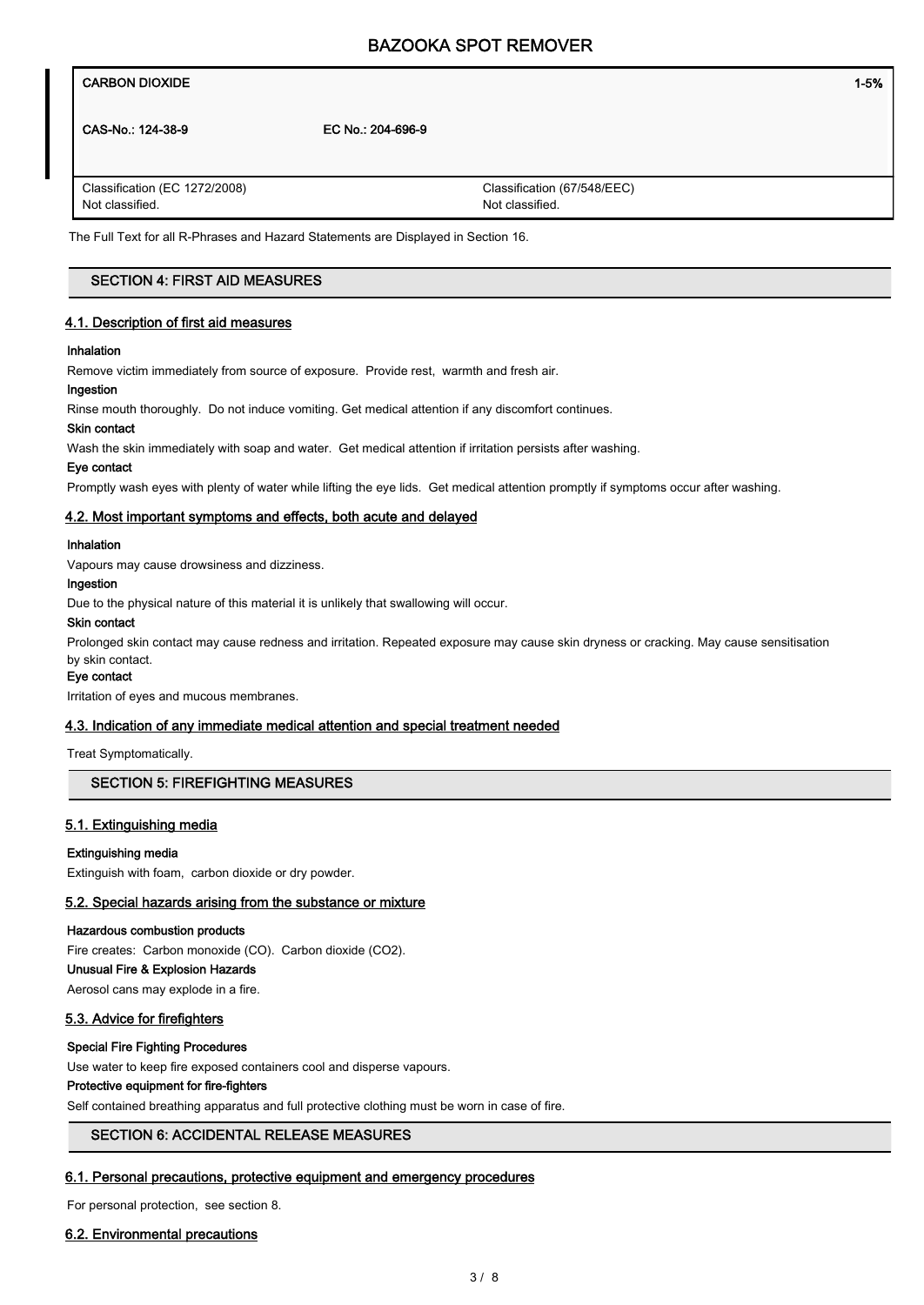| CARBON DIOXIDE | | 1-5% |
|---|---|---|
| CAS-No.: 124-38-9 | EC No.: 204-696-9 | |
| Classification (EC 1272/2008)<br>Not classified. | Classification (67/548/EEC)<br>Not classified. | |

The Full Text for all R-Phrases and Hazard Statements are Displayed in Section 16.

## SECTION 4: FIRST AID MEASURES

### 4.1. Description of first aid measures

**Inhalation**

Remove victim immediately from source of exposure. Provide rest, warmth and fresh air.

**Ingestion**

Rinse mouth thoroughly. Do not induce vomiting. Get medical attention if any discomfort continues.

**Skin contact**

Wash the skin immediately with soap and water. Get medical attention if irritation persists after washing.

**Eye contact**

Promptly wash eyes with plenty of water while lifting the eye lids. Get medical attention promptly if symptoms occur after washing.

### 4.2. Most important symptoms and effects, both acute and delayed

**Inhalation**

Vapours may cause drowsiness and dizziness.

**Ingestion**

Due to the physical nature of this material it is unlikely that swallowing will occur.

**Skin contact**

Prolonged skin contact may cause redness and irritation. Repeated exposure may cause skin dryness or cracking. May cause sensitisation by skin contact.

**Eye contact**

Irritation of eyes and mucous membranes.

### 4.3. Indication of any immediate medical attention and special treatment needed

Treat Symptomatically.

## SECTION 5: FIREFIGHTING MEASURES

### 5.1. Extinguishing media

**Extinguishing media**

Extinguish with foam, carbon dioxide or dry powder.

### 5.2. Special hazards arising from the substance or mixture

**Hazardous combustion products**

Fire creates: Carbon monoxide (CO). Carbon dioxide ($CO_2$).

**Unusual Fire & Explosion Hazards**

Aerosol cans may explode in a fire.

### 5.3. Advice for firefighters

**Special Fire Fighting Procedures**

Use water to keep fire exposed containers cool and disperse vapours.

**Protective equipment for fire-fighters**

Self contained breathing apparatus and full protective clothing must be worn in case of fire.

## SECTION 6: ACCIDENTAL RELEASE MEASURES

### 6.1. Personal precautions, protective equipment and emergency procedures

For personal protection, see section 8.

### 6.2. Environmental precautions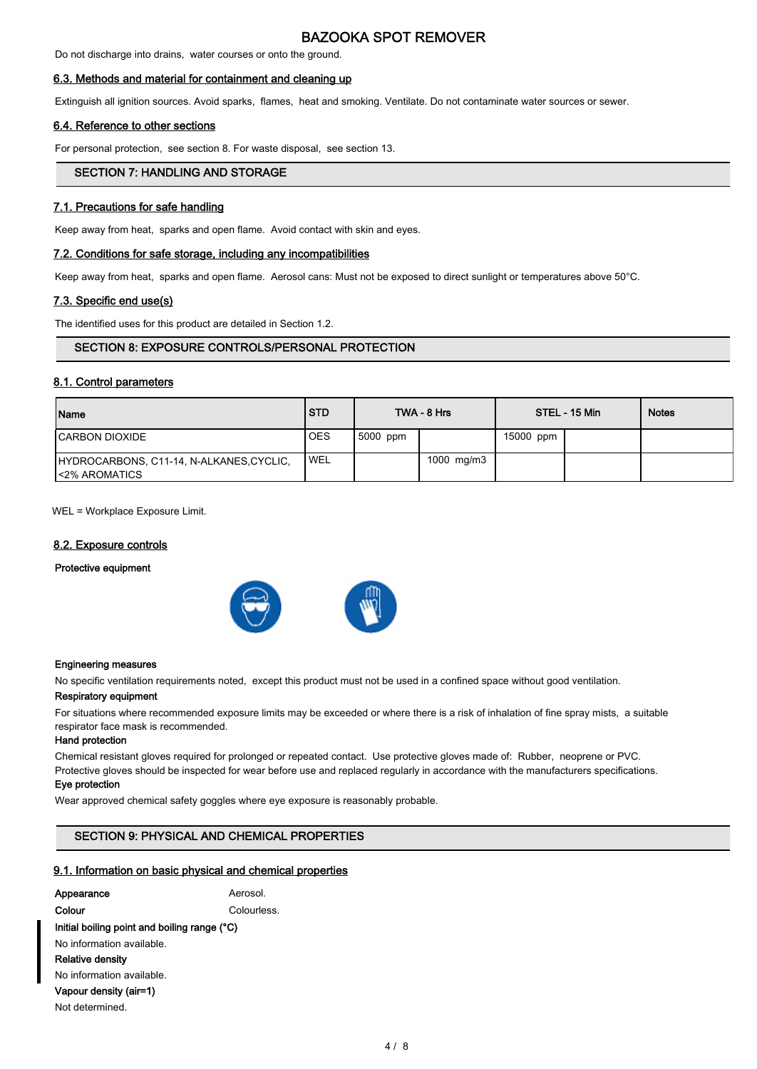Do not discharge into drains, water courses or onto the ground.

### 6.3. Methods and material for containment and cleaning up

Extinguish all ignition sources. Avoid sparks, flames, heat and smoking. Ventilate. Do not contaminate water sources or sewer.

### 6.4. Reference to other sections

For personal protection, see section 8. For waste disposal, see section 13.

## SECTION 7: HANDLING AND STORAGE

### 7.1. Precautions for safe handling

Keep away from heat, sparks and open flame. Avoid contact with skin and eyes.

### 7.2. Conditions for safe storage, including any incompatibilities

Keep away from heat, sparks and open flame. Aerosol cans: Must not be exposed to direct sunlight or temperatures above 50°C.

### 7.3. Specific end use(s)

The identified uses for this product are detailed in Section 1.2.

## SECTION 8: EXPOSURE CONTROLS/PERSONAL PROTECTION

### 8.1. Control parameters

| Name | STD | TWA - 8 Hrs | | STEL - 15 Min | | Notes |
|---|---|---|---|---|---|---|
| CARBON DIOXIDE | OES | 5000 ppm | | 15000 ppm | | |
| HYDROCARBONS, C11-14, N-ALKANES,CYCLIC, <2% AROMATICS | WEL | | 1000 mg/m3 | | | |

WEL = Workplace Exposure Limit.

### 8.2. Exposure controls

**Protective equipment**

**Engineering measures**

No specific ventilation requirements noted, except this product must not be used in a confined space without good ventilation.

**Respiratory equipment**

For situations where recommended exposure limits may be exceeded or where there is a risk of inhalation of fine spray mists, a suitable respirator face mask is recommended.

**Hand protection**

Chemical resistant gloves required for prolonged or repeated contact. Use protective gloves made of: Rubber, neoprene or PVC. Protective gloves should be inspected for wear before use and replaced regularly in accordance with the manufacturers specifications.

**Eye protection**

Wear approved chemical safety goggles where eye exposure is reasonably probable.

## SECTION 9: PHYSICAL AND CHEMICAL PROPERTIES

### 9.1. Information on basic physical and chemical properties

**Appearance** Aerosol.

**Colour** Colourless.

**Initial boiling point and boiling range (°C)**

No information available.

**Relative density**

No information available.

**Vapour density (air=1)**

Not determined.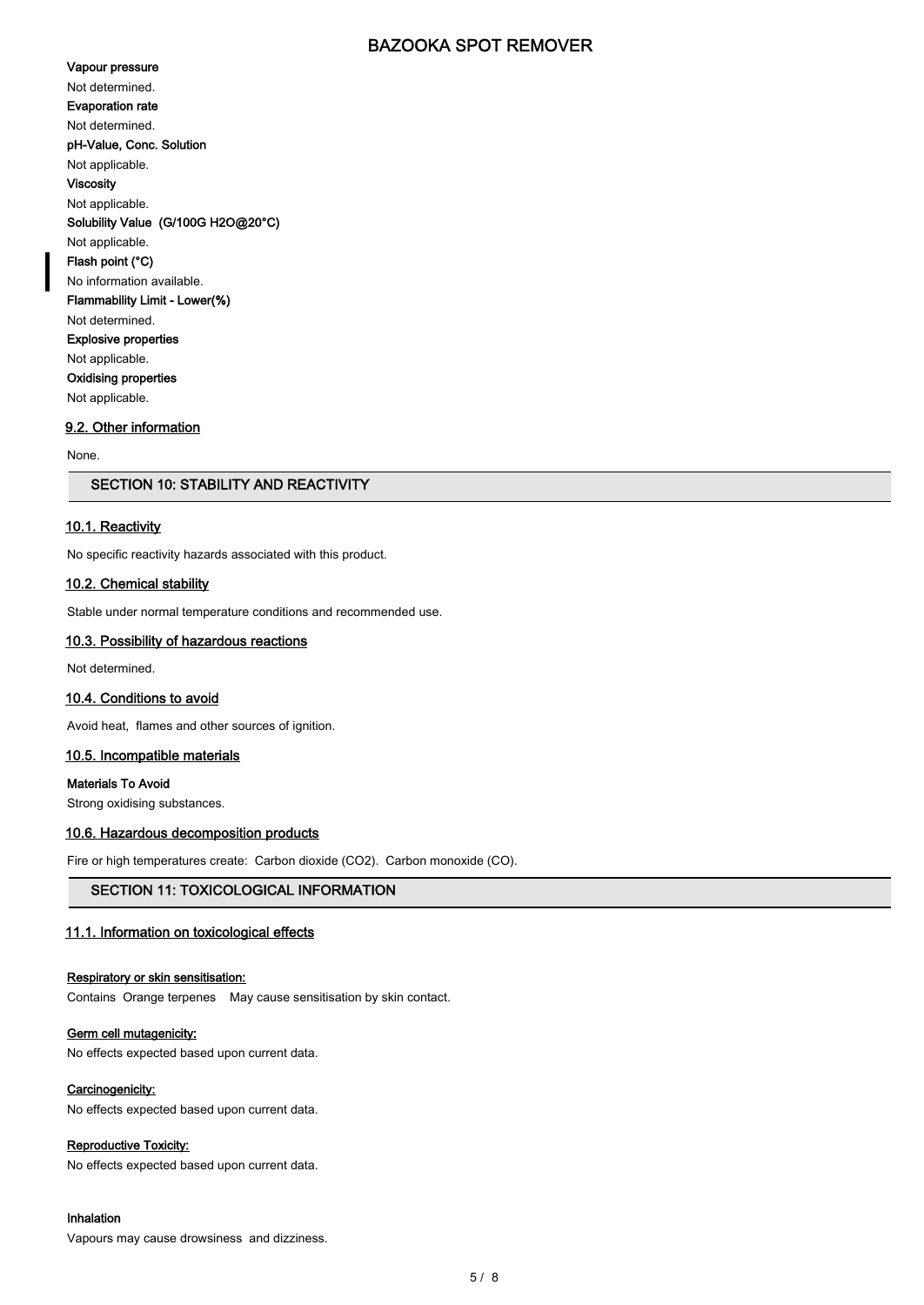**Vapour pressure**

Not determined.

**Evaporation rate**

Not determined.

**pH-Value, Conc. Solution**

Not applicable.

**Viscosity**

Not applicable.

**Solubility Value (G/100G H2O@20°C)**

Not applicable.

**Flash point (°C)**

No information available.

**Flammability Limit - Lower(%)**

Not determined.

**Explosive properties**

Not applicable.

**Oxidising properties**

Not applicable.

### 9.2. Other information

None.

## SECTION 10: STABILITY AND REACTIVITY

### 10.1. Reactivity

No specific reactivity hazards associated with this product.

### 10.2. Chemical stability

Stable under normal temperature conditions and recommended use.

### 10.3. Possibility of hazardous reactions

Not determined.

### 10.4. Conditions to avoid

Avoid heat, flames and other sources of ignition.

### 10.5. Incompatible materials

**Materials To Avoid**

Strong oxidising substances.

### 10.6. Hazardous decomposition products

Fire or high temperatures create: Carbon dioxide ($CO_2$). Carbon monoxide (CO).

## SECTION 11: TOXICOLOGICAL INFORMATION

### 11.1. Information on toxicological effects

**Respiratory or skin sensitisation:**

Contains Orange terpenes May cause sensitisation by skin contact.

**Germ cell mutagenicity:**

No effects expected based upon current data.

**Carcinogenicity:**

No effects expected based upon current data.

**Reproductive Toxicity:**

No effects expected based upon current data.

**Inhalation**

Vapours may cause drowsiness and dizziness.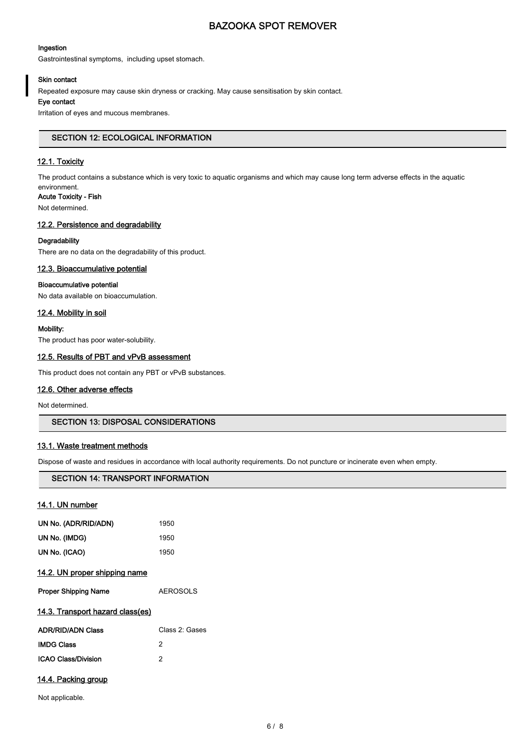**Ingestion**

Gastrointestinal symptoms, including upset stomach.

**Skin contact**

Repeated exposure may cause skin dryness or cracking. May cause sensitisation by skin contact.

**Eye contact**

Irritation of eyes and mucous membranes.

## SECTION 12: ECOLOGICAL INFORMATION

### 12.1. Toxicity

The product contains a substance which is very toxic to aquatic organisms and which may cause long term adverse effects in the aquatic environment.

**Acute Toxicity - Fish**

Not determined.

### 12.2. Persistence and degradability

**Degradability**

There are no data on the degradability of this product.

### 12.3. Bioaccumulative potential

**Bioaccumulative potential**

No data available on bioaccumulation.

### 12.4. Mobility in soil

**Mobility:**

The product has poor water-solubility.

### 12.5. Results of PBT and vPvB assessment

This product does not contain any PBT or vPvB substances.

### 12.6. Other adverse effects

Not determined.

## SECTION 13: DISPOSAL CONSIDERATIONS

### 13.1. Waste treatment methods

Dispose of waste and residues in accordance with local authority requirements. Do not puncture or incinerate even when empty.

## SECTION 14: TRANSPORT INFORMATION

### 14.1. UN number

| | |
|---|---|
| **UN No. (ADR/RID/ADN)** | 1950 |
| **UN No. (IMDG)** | 1950 |
| **UN No. (ICAO)** | 1950 |

### 14.2. UN proper shipping name

| | |
|---|---|
| **Proper Shipping Name** | AEROSOLS |

### 14.3. Transport hazard class(es)

| | |
|---|---|
| **ADR/RID/ADN Class** | Class 2: Gases |
| **IMDG Class** | 2 |
| **ICAO Class/Division** | 2 |

### 14.4. Packing group

Not applicable.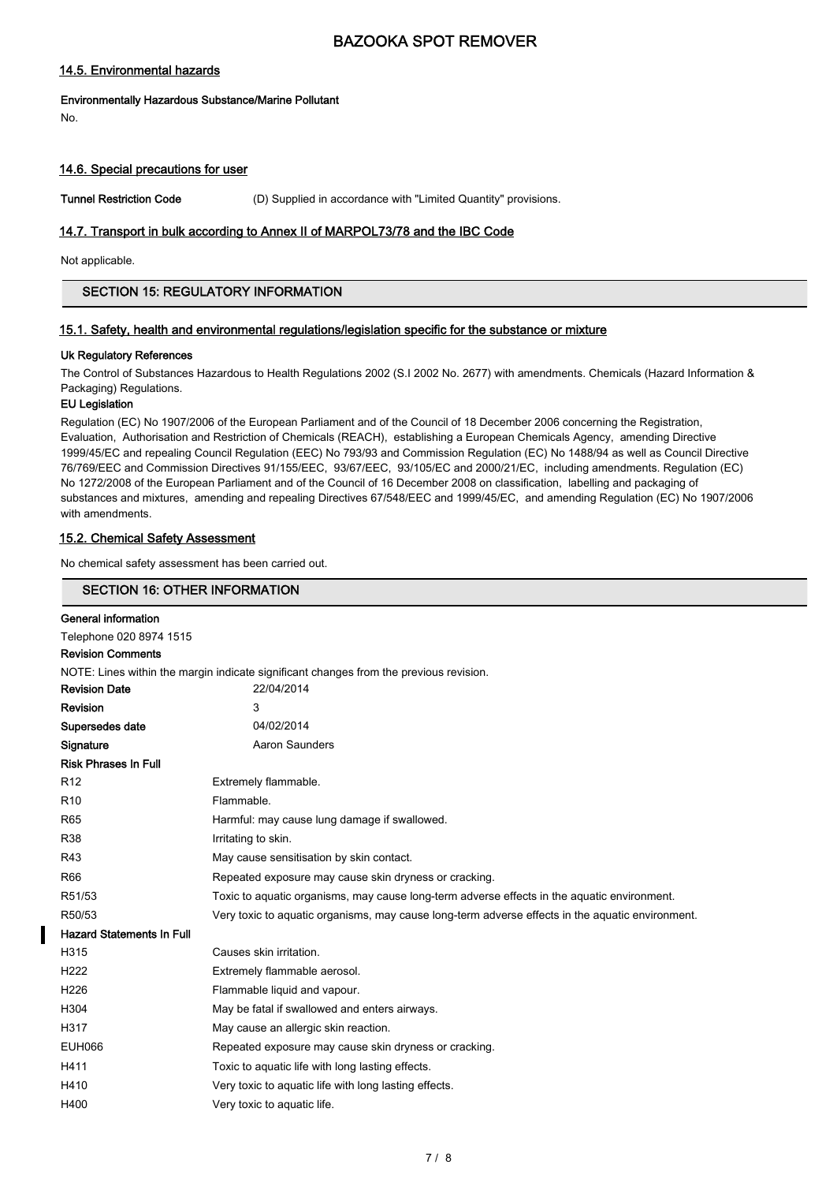### 14.5. Environmental hazards

**Environmentally Hazardous Substance/Marine Pollutant**

No.

### 14.6. Special precautions for user

**Tunnel Restriction Code** (D) Supplied in accordance with "Limited Quantity" provisions.

### 14.7. Transport in bulk according to Annex II of MARPOL73/78 and the IBC Code

Not applicable.

## SECTION 15: REGULATORY INFORMATION

### 15.1. Safety, health and environmental regulations/legislation specific for the substance or mixture

**Uk Regulatory References**

The Control of Substances Hazardous to Health Regulations 2002 (S.I 2002 No. 2677) with amendments. Chemicals (Hazard Information & Packaging) Regulations.

**EU Legislation**

Regulation (EC) No 1907/2006 of the European Parliament and of the Council of 18 December 2006 concerning the Registration, Evaluation, Authorisation and Restriction of Chemicals (REACH), establishing a European Chemicals Agency, amending Directive 1999/45/EC and repealing Council Regulation (EEC) No 793/93 and Commission Regulation (EC) No 1488/94 as well as Council Directive 76/769/EEC and Commission Directives 91/155/EEC, 93/67/EEC, 93/105/EC and 2000/21/EC, including amendments. Regulation (EC) No 1272/2008 of the European Parliament and of the Council of 16 December 2008 on classification, labelling and packaging of substances and mixtures, amending and repealing Directives 67/548/EEC and 1999/45/EC, and amending Regulation (EC) No 1907/2006 with amendments.

### 15.2. Chemical Safety Assessment

No chemical safety assessment has been carried out.

## SECTION 16: OTHER INFORMATION

**General information**

Telephone 020 8974 1515

**Revision Comments**

NOTE: Lines within the margin indicate significant changes from the previous revision.

| | |
|---|---|
| **Revision Date** | 22/04/2014 |
| **Revision** | 3 |
| **Supersedes date** | 04/02/2014 |
| **Signature** | Aaron Saunders |

**Risk Phrases In Full**

| | |
|---|---|
| R12 | Extremely flammable. |
| R10 | Flammable. |
| R65 | Harmful: may cause lung damage if swallowed. |
| R38 | Irritating to skin. |
| R43 | May cause sensitisation by skin contact. |
| R66 | Repeated exposure may cause skin dryness or cracking. |
| R51/53 | Toxic to aquatic organisms, may cause long-term adverse effects in the aquatic environment. |
| R50/53 | Very toxic to aquatic organisms, may cause long-term adverse effects in the aquatic environment. |

**Hazard Statements In Full**

| | |
|---|---|
| H315 | Causes skin irritation. |
| H222 | Extremely flammable aerosol. |
| H226 | Flammable liquid and vapour. |
| H304 | May be fatal if swallowed and enters airways. |
| H317 | May cause an allergic skin reaction. |
| EUH066 | Repeated exposure may cause skin dryness or cracking. |
| H411 | Toxic to aquatic life with long lasting effects. |
| H410 | Very toxic to aquatic life with long lasting effects. |
| H400 | Very toxic to aquatic life. |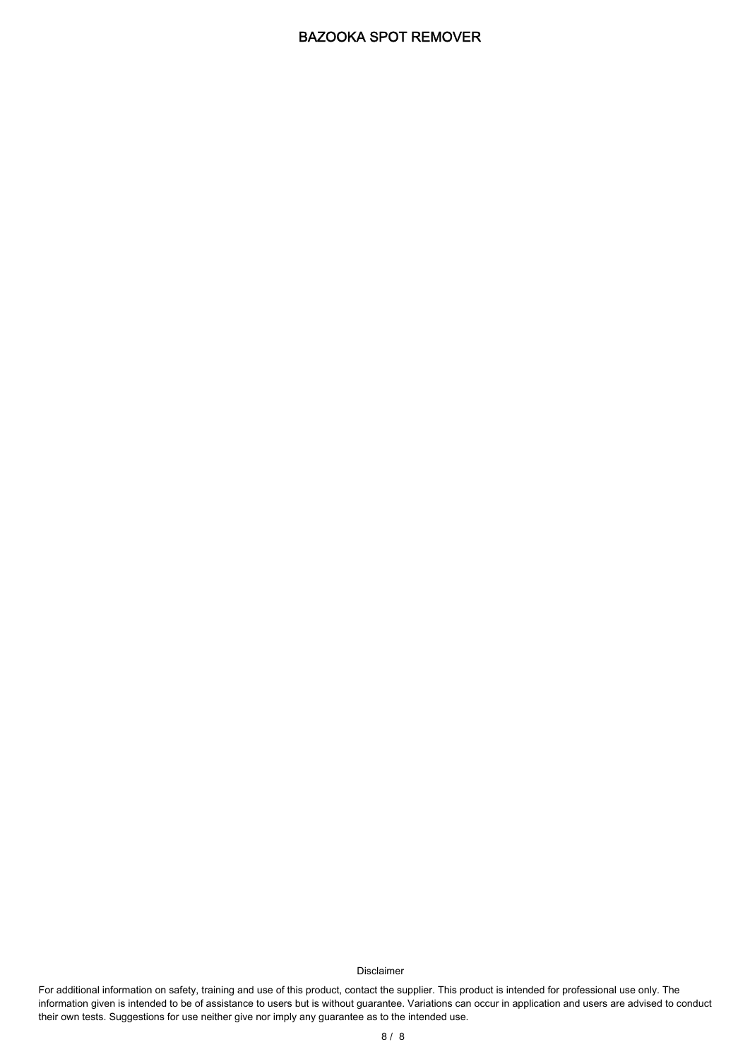Disclaimer

For additional information on safety, training and use of this product, contact the supplier. This product is intended for professional use only. The information given is intended to be of assistance to users but is without guarantee. Variations can occur in application and users are advised to conduct their own tests. Suggestions for use neither give nor imply any guarantee as to the intended use.